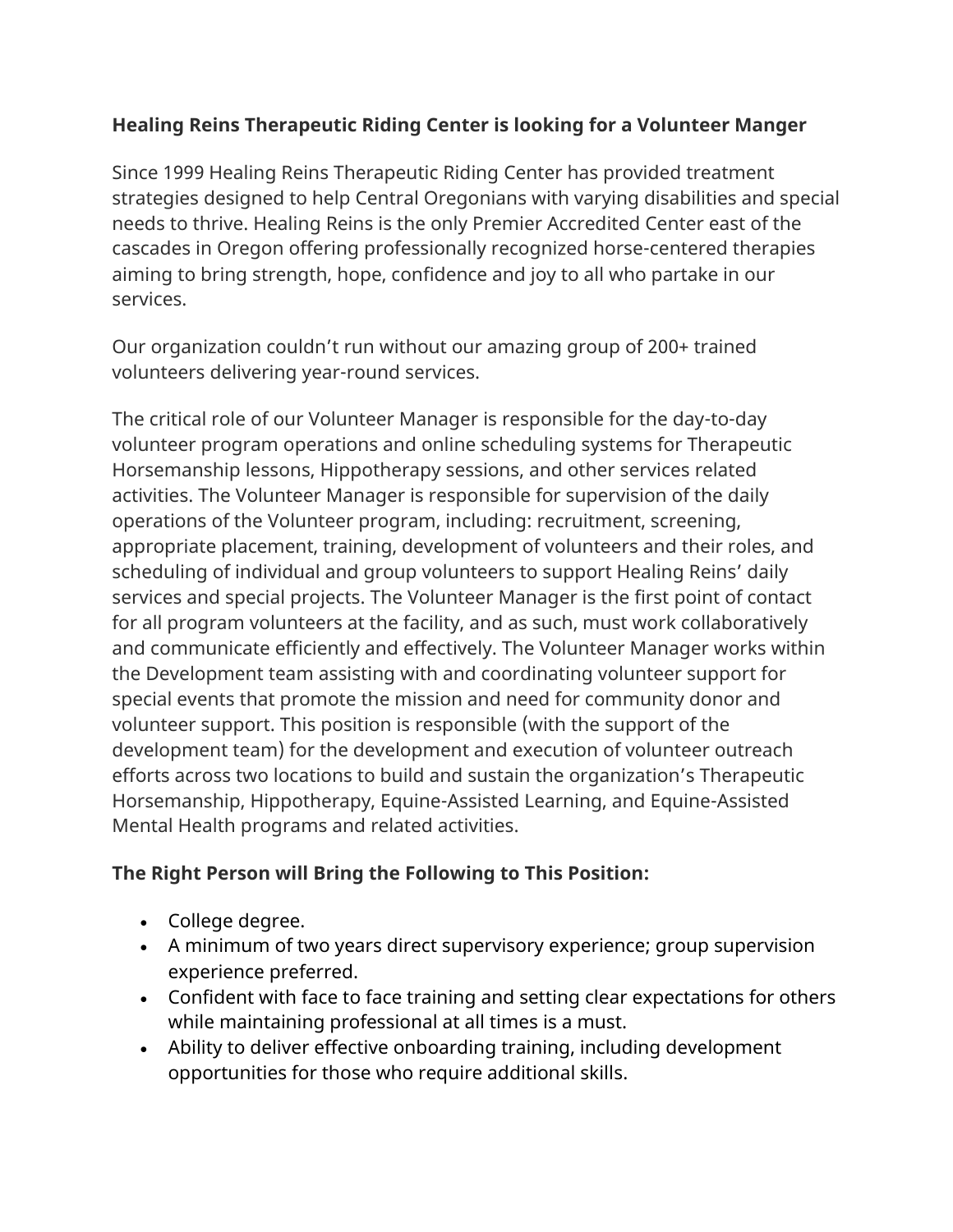**Healing Reins Therapeutic Riding Center is looking for a Volunteer Manger**

Since 1999 Healing Reins Therapeutic Riding Center has provided treatment strategies designed to help Central Oregonians with varying disabilities and special needs to thrive. Healing Reins is the only Premier Accredited Center east of the cascades in Oregon offering professionally recognized horse-centered therapies aiming to bring strength, hope, confidence and joy to all who partake in our services.

Our organization couldn't run without our amazing group of 200+ trained volunteers delivering year-round services.

The critical role of our Volunteer Manager is responsible for the day-to-day volunteer program operations and online scheduling systems for Therapeutic Horsemanship lessons, Hippotherapy sessions, and other services related activities. The Volunteer Manager is responsible for supervision of the daily operations of the Volunteer program, including: recruitment, screening, appropriate placement, training, development of volunteers and their roles, and scheduling of individual and group volunteers to support Healing Reins' daily services and special projects. The Volunteer Manager is the first point of contact for all program volunteers at the facility, and as such, must work collaboratively and communicate efficiently and effectively. The Volunteer Manager works within the Development team assisting with and coordinating volunteer support for special events that promote the mission and need for community donor and volunteer support. This position is responsible (with the support of the development team) for the development and execution of volunteer outreach efforts across two locations to build and sustain the organization's Therapeutic Horsemanship, Hippotherapy, Equine-Assisted Learning, and Equine-Assisted Mental Health programs and related activities.

**The Right Person will Bring the Following to This Position:**

- College degree.
- A minimum of two years direct supervisory experience; group supervision experience preferred.
- Confident with face to face training and setting clear expectations for others while maintaining professional at all times is a must.
- Ability to deliver effective onboarding training, including development opportunities for those who require additional skills.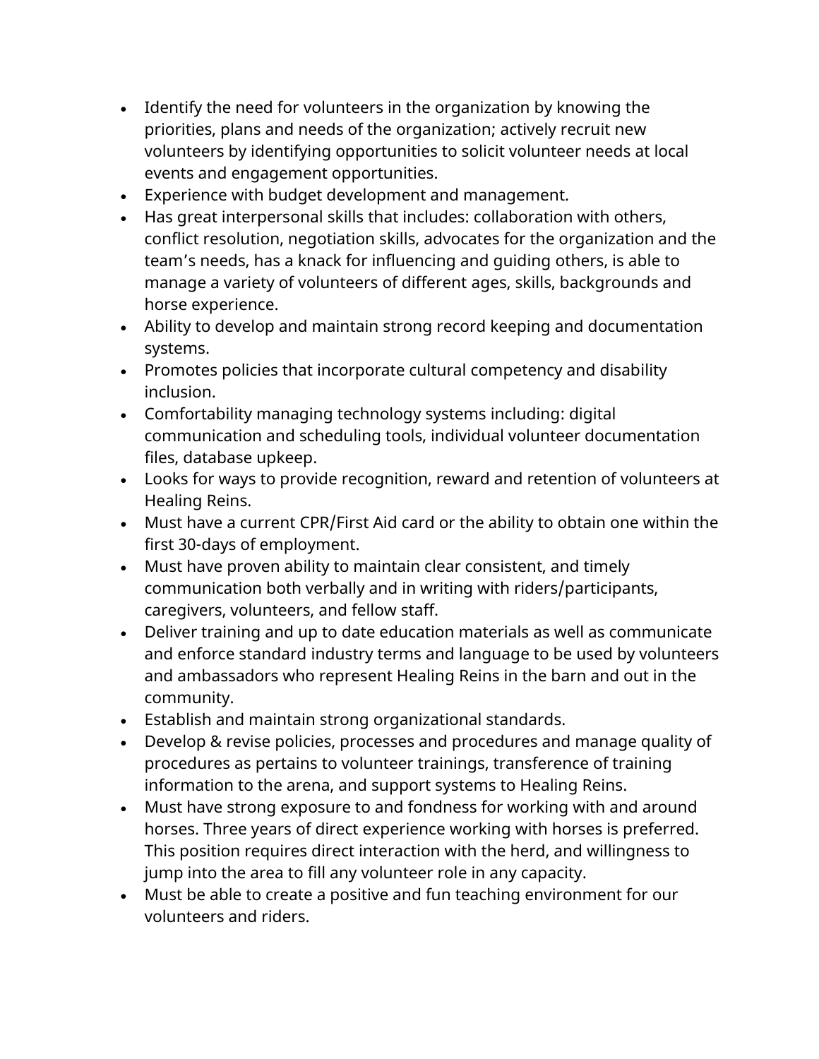- Identify the need for volunteers in the organization by knowing the priorities, plans and needs of the organization; actively recruit new volunteers by identifying opportunities to solicit volunteer needs at local events and engagement opportunities.
- Experience with budget development and management.
- Has great interpersonal skills that includes: collaboration with others, conflict resolution, negotiation skills, advocates for the organization and the team's needs, has a knack for influencing and guiding others, is able to manage a variety of volunteers of different ages, skills, backgrounds and horse experience.
- Ability to develop and maintain strong record keeping and documentation systems.
- Promotes policies that incorporate cultural competency and disability inclusion.
- Comfortability managing technology systems including: digital communication and scheduling tools, individual volunteer documentation files, database upkeep.
- Looks for ways to provide recognition, reward and retention of volunteers at Healing Reins.
- Must have a current CPR/First Aid card or the ability to obtain one within the first 30-days of employment.
- Must have proven ability to maintain clear consistent, and timely communication both verbally and in writing with riders/participants, caregivers, volunteers, and fellow staff.
- Deliver training and up to date education materials as well as communicate and enforce standard industry terms and language to be used by volunteers and ambassadors who represent Healing Reins in the barn and out in the community.
- Establish and maintain strong organizational standards.
- Develop & revise policies, processes and procedures and manage quality of procedures as pertains to volunteer trainings, transference of training information to the arena, and support systems to Healing Reins.
- Must have strong exposure to and fondness for working with and around horses. Three years of direct experience working with horses is preferred. This position requires direct interaction with the herd, and willingness to jump into the area to fill any volunteer role in any capacity.
- Must be able to create a positive and fun teaching environment for our volunteers and riders.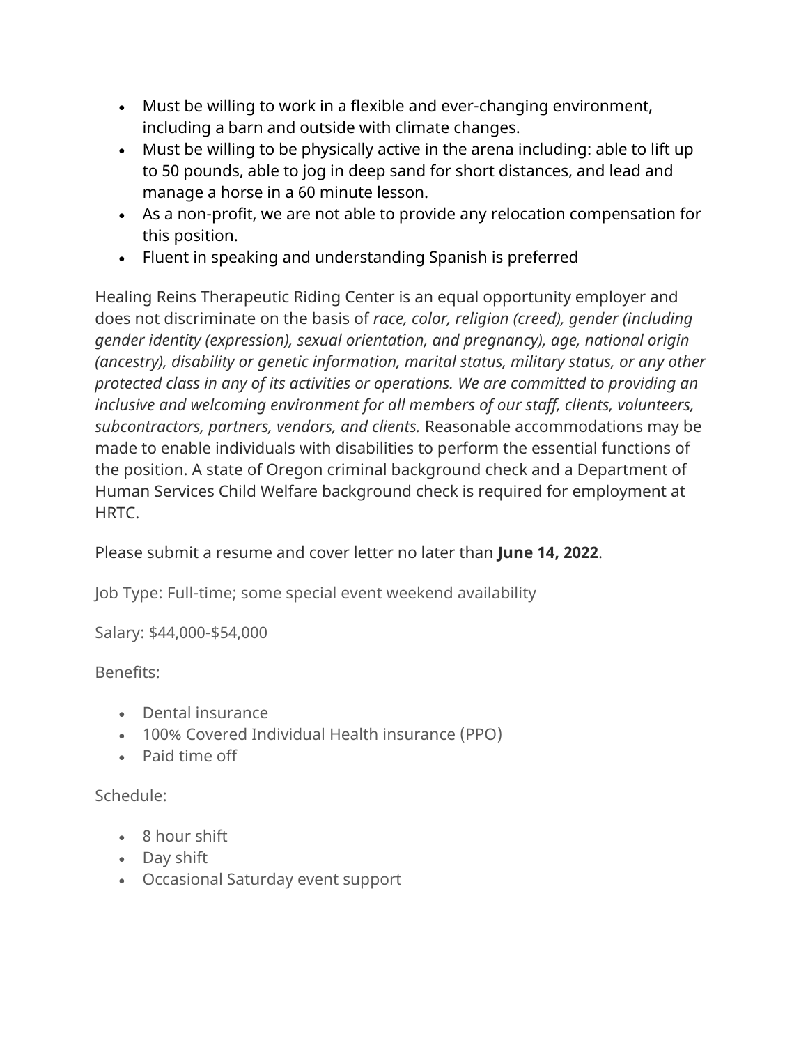- Must be willing to work in a flexible and ever-changing environment, including a barn and outside with climate changes.
- Must be willing to be physically active in the arena including: able to lift up to 50 pounds, able to jog in deep sand for short distances, and lead and manage a horse in a 60 minute lesson.
- As a non-profit, we are not able to provide any relocation compensation for this position.
- Fluent in speaking and understanding Spanish is preferred

Healing Reins Therapeutic Riding Center is an equal opportunity employer and does not discriminate on the basis of *race, color, religion (creed), gender (including gender identity (expression), sexual orientation, and pregnancy), age, national origin (ancestry), disability or genetic information, marital status, military status, or any other protected class in any of its activities or operations. We are committed to providing an inclusive and welcoming environment for all members of our staff, clients, volunteers, subcontractors, partners, vendors, and clients.* Reasonable accommodations may be made to enable individuals with disabilities to perform the essential functions of the position. A state of Oregon criminal background check and a Department of Human Services Child Welfare background check is required for employment at HRTC.

Please submit a resume and cover letter no later than **June 14, 2022**.

Job Type: Full-time; some special event weekend availability

Salary: $44,000-$54,000

Benefits:

- Dental insurance
- 100% Covered Individual Health insurance (PPO)
- Paid time off

Schedule:

- 8 hour shift
- Day shift
- Occasional Saturday event support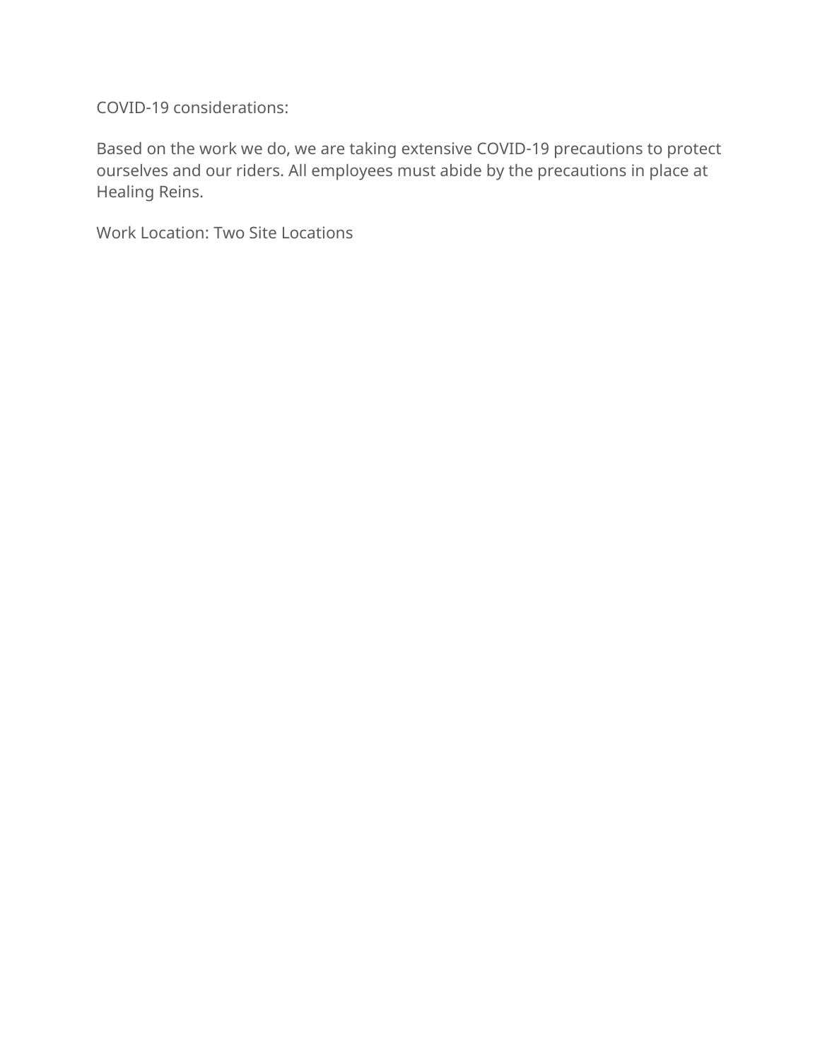COVID-19 considerations:

Based on the work we do, we are taking extensive COVID-19 precautions to protect ourselves and our riders. All employees must abide by the precautions in place at Healing Reins.

Work Location: Two Site Locations